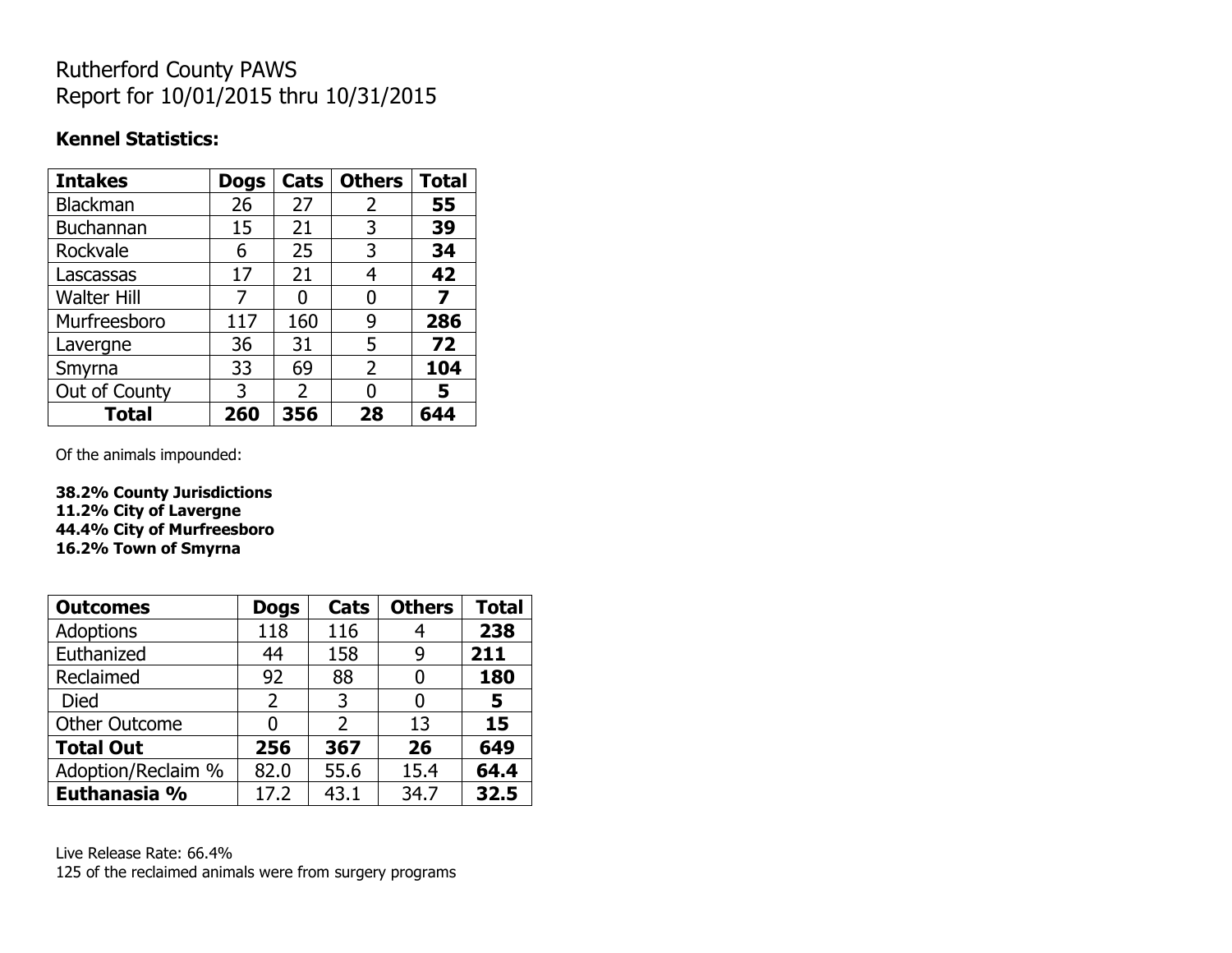# Rutherford County PAWS
# Report for 10/01/2015 thru 10/31/2015

**Kennel Statistics:**

| **Intakes** | **Dogs** | **Cats** | **Others** | **Total** |
|---|---|---|---|---|
| Blackman | 26 | 27 | 2 | **55** |
| Buchannan | 15 | 21 | 3 | **39** |
| Rockvale | 6 | 25 | 3 | **34** |
| Lascassas | 17 | 21 | 4 | **42** |
| Walter Hill | 7 | 0 | 0 | **7** |
| Murfreesboro | 117 | 160 | 9 | **286** |
| Lavergne | 36 | 31 | 5 | **72** |
| Smyrna | 33 | 69 | 2 | **104** |
| Out of County | 3 | 2 | 0 | **5** |
| **Total** | **260** | **356** | **28** | **644** |

Of the animals impounded:

**38.2% County Jurisdictions**
**11.2% City of Lavergne**
**44.4% City of Murfreesboro**
**16.2% Town of Smyrna**

| **Outcomes** | **Dogs** | **Cats** | **Others** | **Total** |
|---|---|---|---|---|
| Adoptions | 118 | 116 | 4 | **238** |
| Euthanized | 44 | 158 | 9 | **211** |
| Reclaimed | 92 | 88 | 0 | **180** |
| Died | 2 | 3 | 0 | **5** |
| Other Outcome | 0 | 2 | 13 | **15** |
| **Total Out** | **256** | **367** | **26** | **649** |
| Adoption/Reclaim % | 82.0 | 55.6 | 15.4 | **64.4** |
| **Euthanasia %** | 17.2 | 43.1 | 34.7 | **32.5** |

Live Release Rate: 66.4%
125 of the reclaimed animals were from surgery programs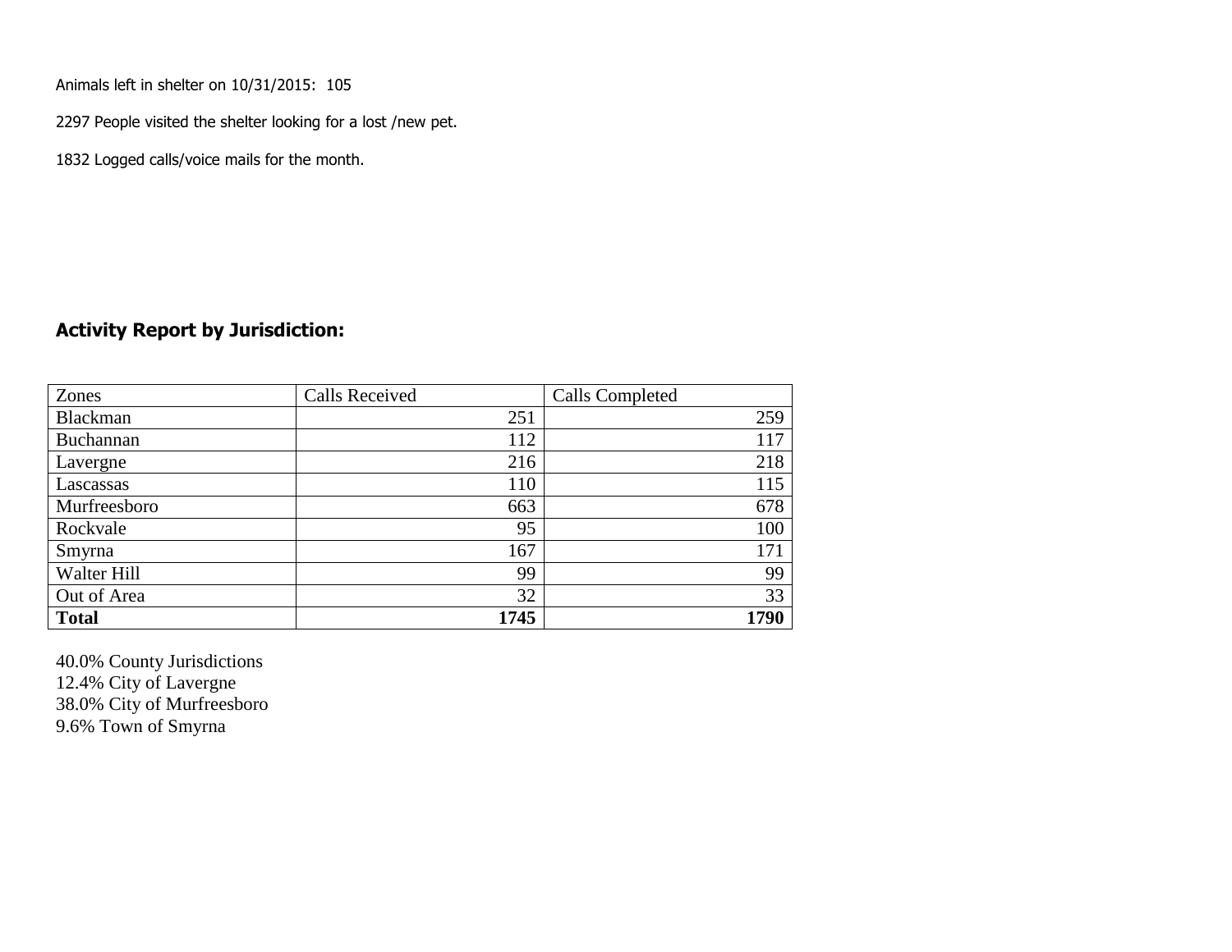Animals left in shelter on 10/31/2015: 105

2297 People visited the shelter looking for a lost /new pet.

1832 Logged calls/voice mails for the month.

## Activity Report by Jurisdiction:

| Zones | Calls Received | Calls Completed |
|---|---|---|
| Blackman | 251 | 259 |
| Buchannan | 112 | 117 |
| Lavergne | 216 | 218 |
| Lascassas | 110 | 115 |
| Murfreesboro | 663 | 678 |
| Rockvale | 95 | 100 |
| Smyrna | 167 | 171 |
| Walter Hill | 99 | 99 |
| Out of Area | 32 | 33 |
| **Total** | **1745** | **1790** |

40.0% County Jurisdictions
12.4% City of Lavergne
38.0% City of Murfreesboro
9.6% Town of Smyrna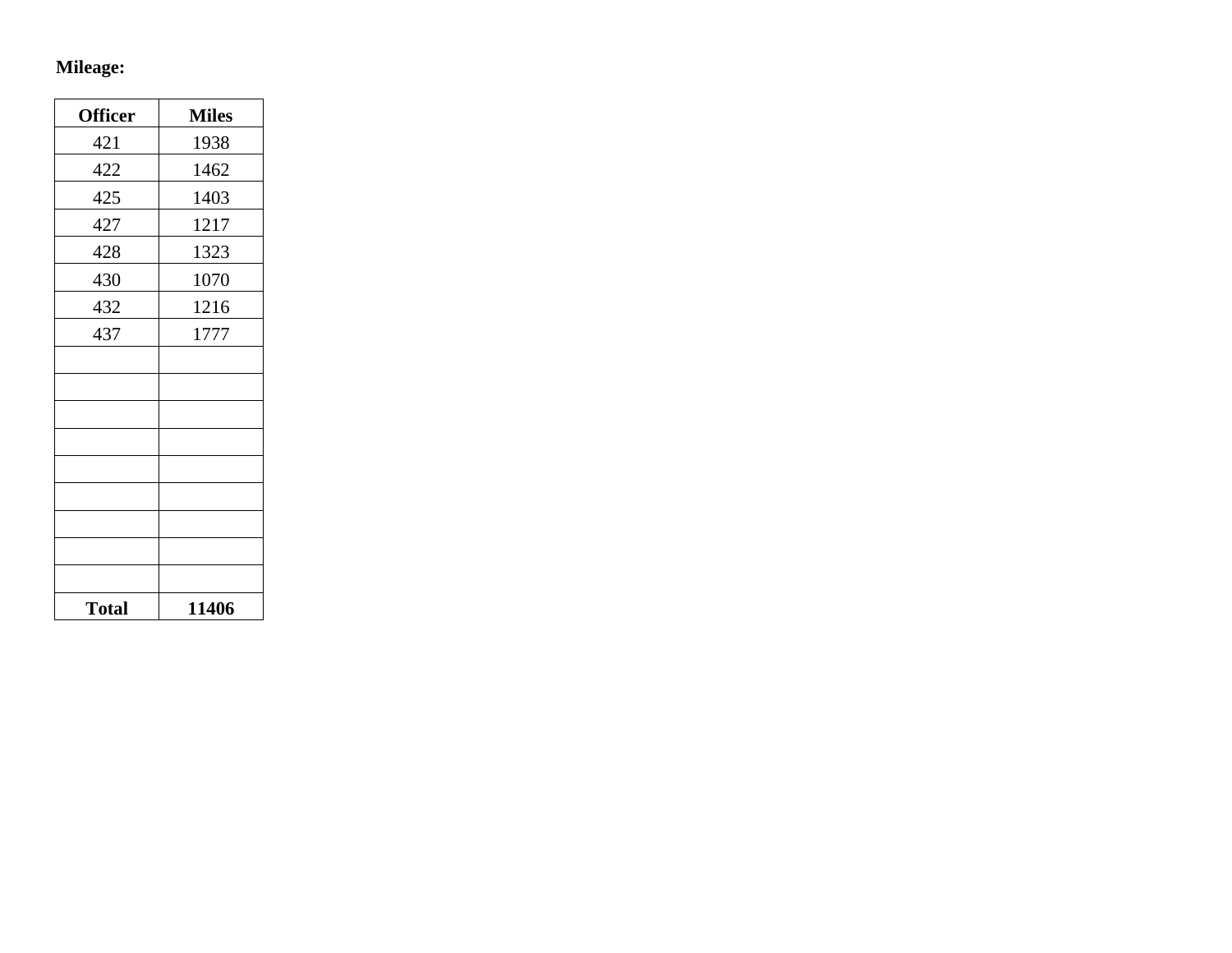**Mileage:**

| **Officer** | **Miles** |
|---|---|
| 421 | 1938 |
| 422 | 1462 |
| 425 | 1403 |
| 427 | 1217 |
| 428 | 1323 |
| 430 | 1070 |
| 432 | 1216 |
| 437 | 1777 |
| | |
| | |
| | |
| | |
| | |
| | |
| | |
| | |
| | |
| **Total** | **11406** |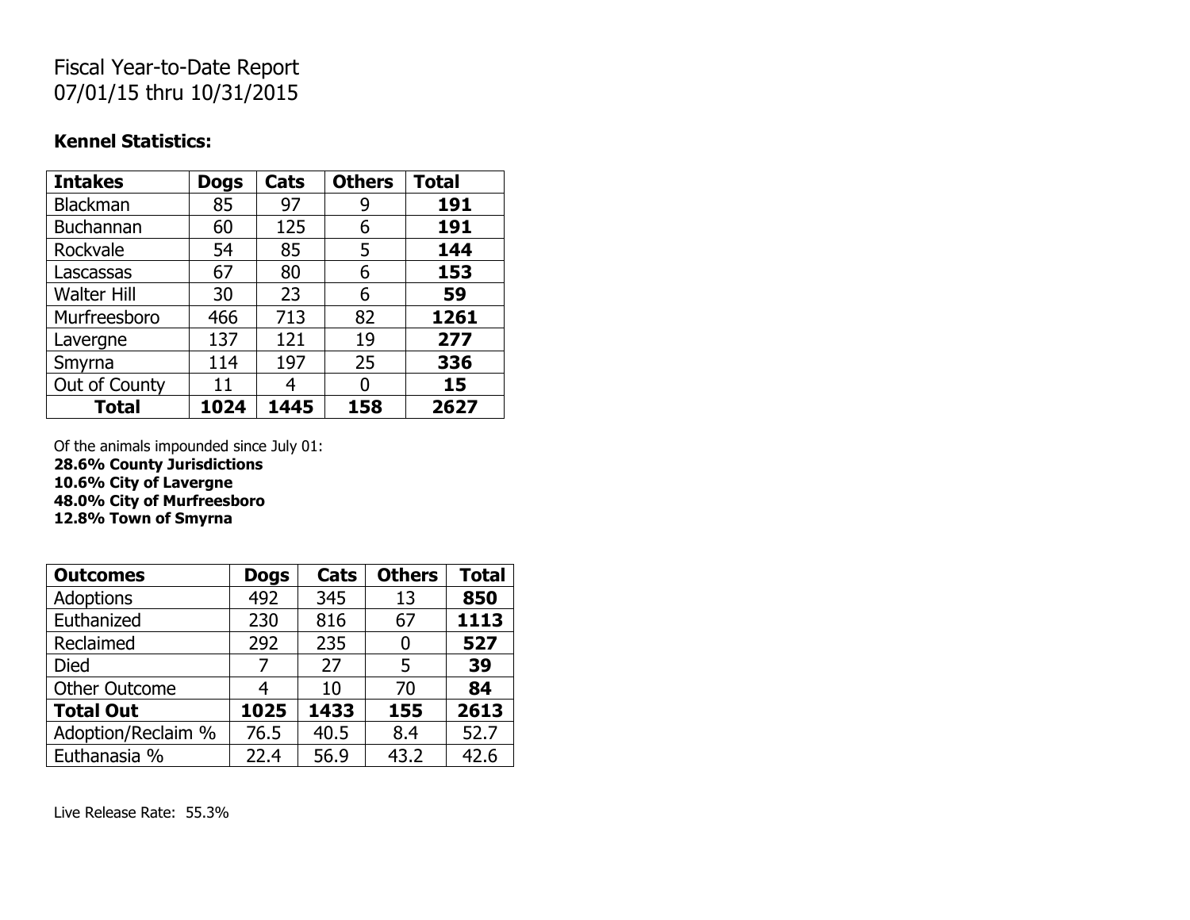Fiscal Year-to-Date Report
07/01/15 thru 10/31/2015

**Kennel Statistics:**

| **Intakes** | **Dogs** | **Cats** | **Others** | **Total** |
|---|---|---|---|---|
| Blackman | 85 | 97 | 9 | **191** |
| Buchannan | 60 | 125 | 6 | **191** |
| Rockvale | 54 | 85 | 5 | **144** |
| Lascassas | 67 | 80 | 6 | **153** |
| Walter Hill | 30 | 23 | 6 | **59** |
| Murfreesboro | 466 | 713 | 82 | **1261** |
| Lavergne | 137 | 121 | 19 | **277** |
| Smyrna | 114 | 197 | 25 | **336** |
| Out of County | 11 | 4 | 0 | **15** |
| **Total** | **1024** | **1445** | **158** | **2627** |

Of the animals impounded since July 01:
**28.6% County Jurisdictions**
**10.6% City of Lavergne**
**48.0% City of Murfreesboro**
**12.8% Town of Smyrna**

| **Outcomes** | **Dogs** | **Cats** | **Others** | **Total** |
|---|---|---|---|---|
| Adoptions | 492 | 345 | 13 | **850** |
| Euthanized | 230 | 816 | 67 | **1113** |
| Reclaimed | 292 | 235 | 0 | **527** |
| Died | 7 | 27 | 5 | **39** |
| Other Outcome | 4 | 10 | 70 | **84** |
| **Total Out** | **1025** | **1433** | **155** | **2613** |
| Adoption/Reclaim % | 76.5 | 40.5 | 8.4 | 52.7 |
| Euthanasia % | 22.4 | 56.9 | 43.2 | 42.6 |

Live Release Rate: 55.3%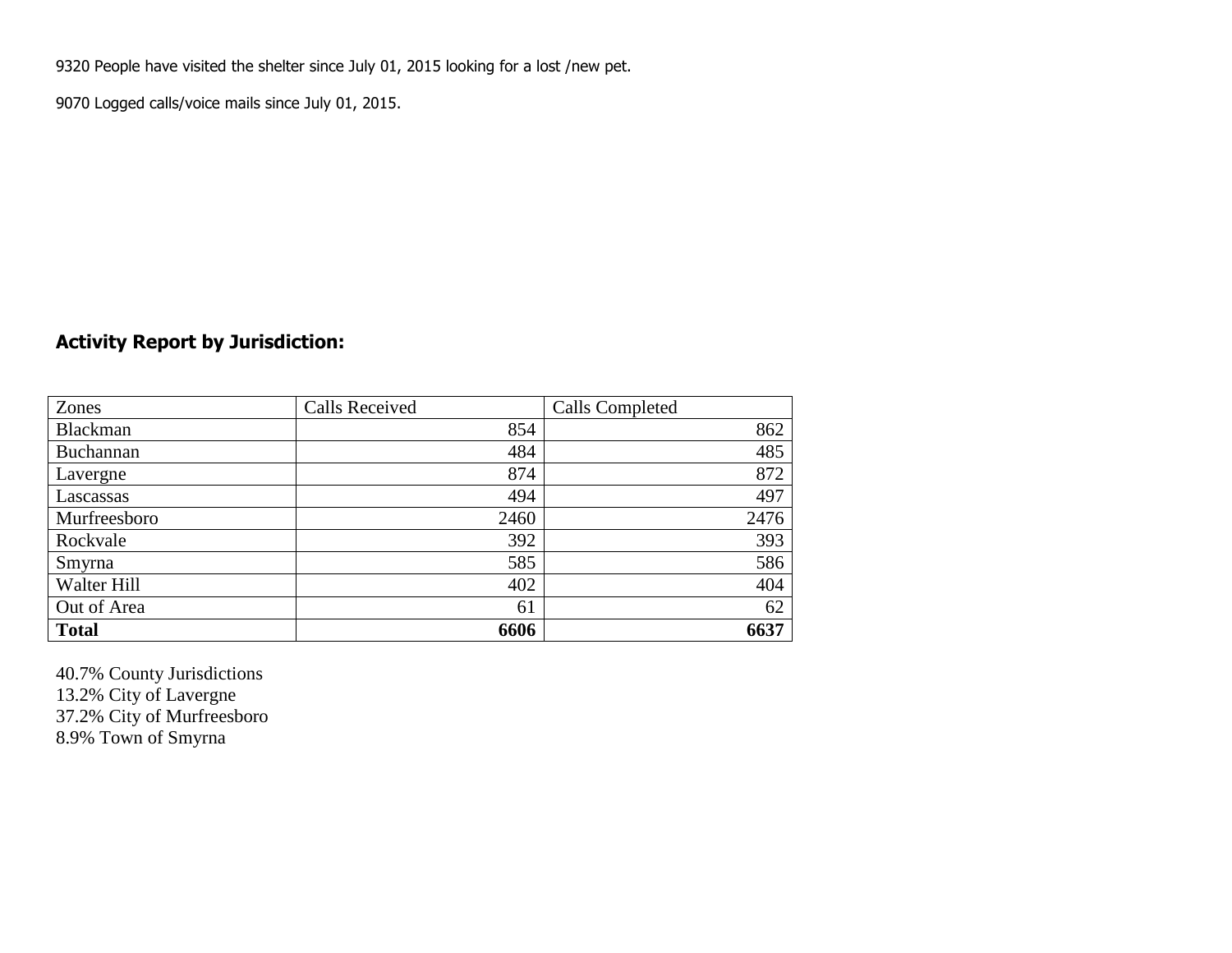9320 People have visited the shelter since July 01, 2015 looking for a lost /new pet.

9070 Logged calls/voice mails since July 01, 2015.

## Activity Report by Jurisdiction:

| Zones | Calls Received | Calls Completed |
|---|---|---|
| Blackman | 854 | 862 |
| Buchannan | 484 | 485 |
| Lavergne | 874 | 872 |
| Lascassas | 494 | 497 |
| Murfreesboro | 2460 | 2476 |
| Rockvale | 392 | 393 |
| Smyrna | 585 | 586 |
| Walter Hill | 402 | 404 |
| Out of Area | 61 | 62 |
| **Total** | **6606** | **6637** |

40.7% County Jurisdictions
13.2% City of Lavergne
37.2% City of Murfreesboro
8.9% Town of Smyrna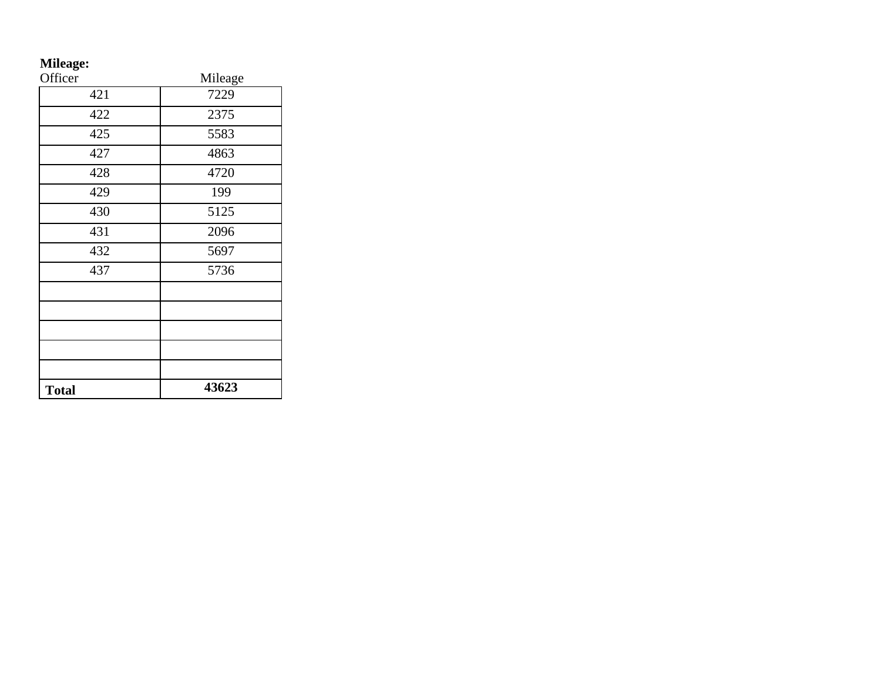**Mileage:**

| Officer | Mileage |
|---|---|
| 421 | 7229 |
| 422 | 2375 |
| 425 | 5583 |
| 427 | 4863 |
| 428 | 4720 |
| 429 | 199 |
| 430 | 5125 |
| 431 | 2096 |
| 432 | 5697 |
| 437 | 5736 |
| | |
| | |
| | |
| | |
| | |
| **Total** | **43623** |